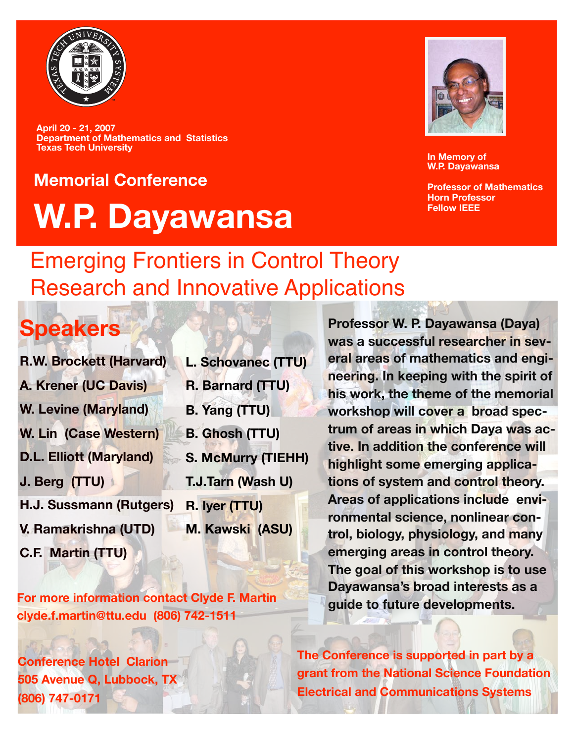April 20 - 21, 2007
Department of Mathematics and Statistics
Texas Tech University

## Memorial Conference

# W.P. Dayawansa

In Memory of
W.P. Dayawansa

Professor of Mathematics
Horn Professor
Fellow IEEE

## Emerging Frontiers in Control Theory Research and Innovative Applications

## Speakers

- R.W. Brockett (Harvard)
- A. Krener (UC Davis)
- W. Levine (Maryland)
- W. Lin (Case Western)
- D.L. Elliott (Maryland)
- J. Berg (TTU)
- H.J. Sussmann (Rutgers)
- V. Ramakrishna (UTD)
- C.F. Martin (TTU)
- L. Schovanec (TTU)
- R. Barnard (TTU)
- B. Yang (TTU)
- B. Ghosh (TTU)
- S. McMurry (TIEHH)
- T.J.Tarn (Wash U)
- R. Iyer (TTU)
- M. Kawski (ASU)

Professor W. P. Dayawansa (Daya) was a successful researcher in several areas of mathematics and engineering. In keeping with the spirit of his work, the theme of the memorial workshop will cover a broad spectrum of areas in which Daya was active. In addition the conference will highlight some emerging applications of system and control theory. Areas of applications include environmental science, nonlinear control, biology, physiology, and many emerging areas in control theory. The goal of this workshop is to use Dayawansa's broad interests as a guide to future developments.

For more information contact Clyde F. Martin
clyde.f.martin@ttu.edu (806) 742-1511

Conference Hotel Clarion
505 Avenue Q, Lubbock, TX
(806) 747-0171

The Conference is supported in part by a grant from the National Science Foundation Electrical and Communications Systems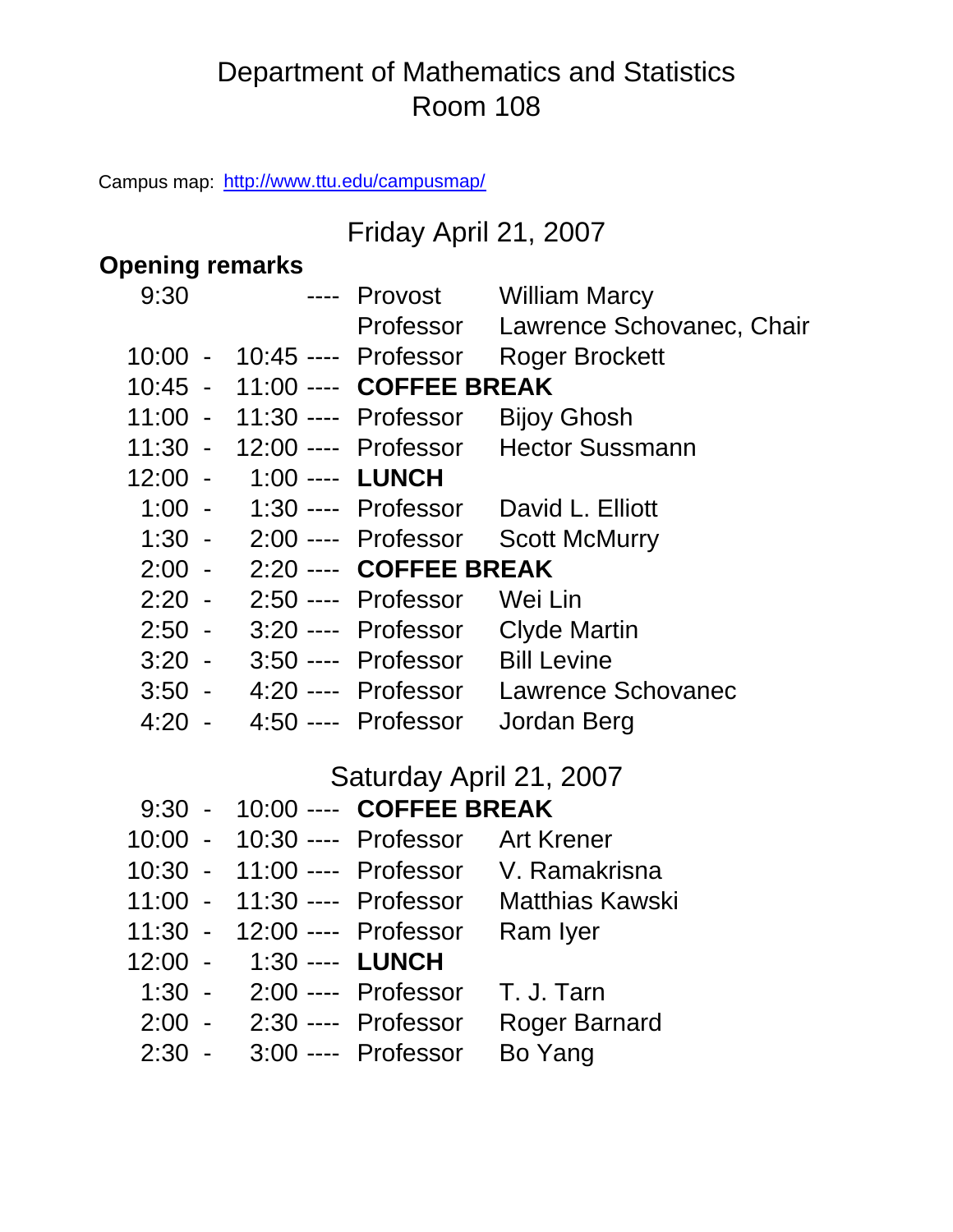# Department of Mathematics and Statistics
# Room 108

Campus map: http://www.ttu.edu/campusmap/

## Friday April 21, 2007

**Opening remarks**

| | | | |
|---|---|---|---|
| 9:30 | ---- | Provost | William Marcy |
| | | Professor | Lawrence Schovanec, Chair |
| 10:00 - | 10:45 ---- | Professor | Roger Brockett |
| 10:45 - | 11:00 ---- | **COFFEE BREAK** | |
| 11:00 - | 11:30 ---- | Professor | Bijoy Ghosh |
| 11:30 - | 12:00 ---- | Professor | Hector Sussmann |
| 12:00 - | 1:00 ---- | **LUNCH** | |
| 1:00 - | 1:30 ---- | Professor | David L. Elliott |
| 1:30 - | 2:00 ---- | Professor | Scott McMurry |
| 2:00 - | 2:20 ---- | **COFFEE BREAK** | |
| 2:20 - | 2:50 ---- | Professor | Wei Lin |
| 2:50 - | 3:20 ---- | Professor | Clyde Martin |
| 3:20 - | 3:50 ---- | Professor | Bill Levine |
| 3:50 - | 4:20 ---- | Professor | Lawrence Schovanec |
| 4:20 - | 4:50 ---- | Professor | Jordan Berg |

## Saturday April 21, 2007

| | | | |
|---|---|---|---|
| 9:30 - | 10:00 ---- | **COFFEE BREAK** | |
| 10:00 - | 10:30 ---- | Professor | Art Krener |
| 10:30 - | 11:00 ---- | Professor | V. Ramakrisna |
| 11:00 - | 11:30 ---- | Professor | Matthias Kawski |
| 11:30 - | 12:00 ---- | Professor | Ram Iyer |
| 12:00 - | 1:30 ---- | **LUNCH** | |
| 1:30 - | 2:00 ---- | Professor | T. J. Tarn |
| 2:00 - | 2:30 ---- | Professor | Roger Barnard |
| 2:30 - | 3:00 ---- | Professor | Bo Yang |